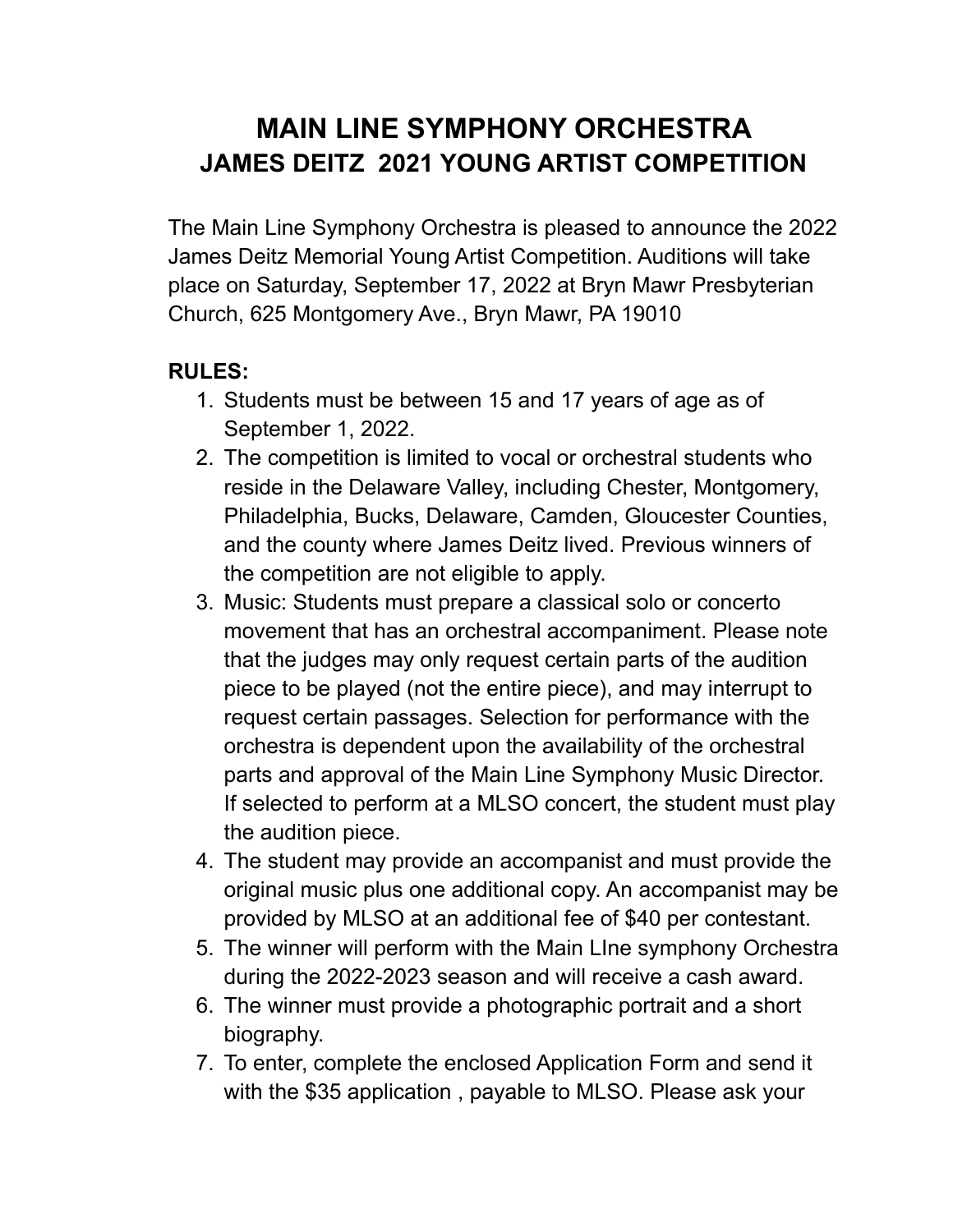# MAIN LINE SYMPHONY ORCHESTRA
## JAMES DEITZ 2021 YOUNG ARTIST COMPETITION

The Main Line Symphony Orchestra is pleased to announce the 2022 James Deitz Memorial Young Artist Competition. Auditions will take place on Saturday, September 17, 2022 at Bryn Mawr Presbyterian Church, 625 Montgomery Ave., Bryn Mawr, PA 19010

**RULES:**

1. Students must be between 15 and 17 years of age as of September 1, 2022.
2. The competition is limited to vocal or orchestral students who reside in the Delaware Valley, including Chester, Montgomery, Philadelphia, Bucks, Delaware, Camden, Gloucester Counties, and the county where James Deitz lived. Previous winners of the competition are not eligible to apply.
3. Music: Students must prepare a classical solo or concerto movement that has an orchestral accompaniment. Please note that the judges may only request certain parts of the audition piece to be played (not the entire piece), and may interrupt to request certain passages. Selection for performance with the orchestra is dependent upon the availability of the orchestral parts and approval of the Main Line Symphony Music Director. If selected to perform at a MLSO concert, the student must play the audition piece.
4. The student may provide an accompanist and must provide the original music plus one additional copy. An accompanist may be provided by MLSO at an additional fee of $40 per contestant.
5. The winner will perform with the Main LIne symphony Orchestra during the 2022-2023 season and will receive a cash award.
6. The winner must provide a photographic portrait and a short biography.
7. To enter, complete the enclosed Application Form and send it with the $35 application , payable to MLSO. Please ask your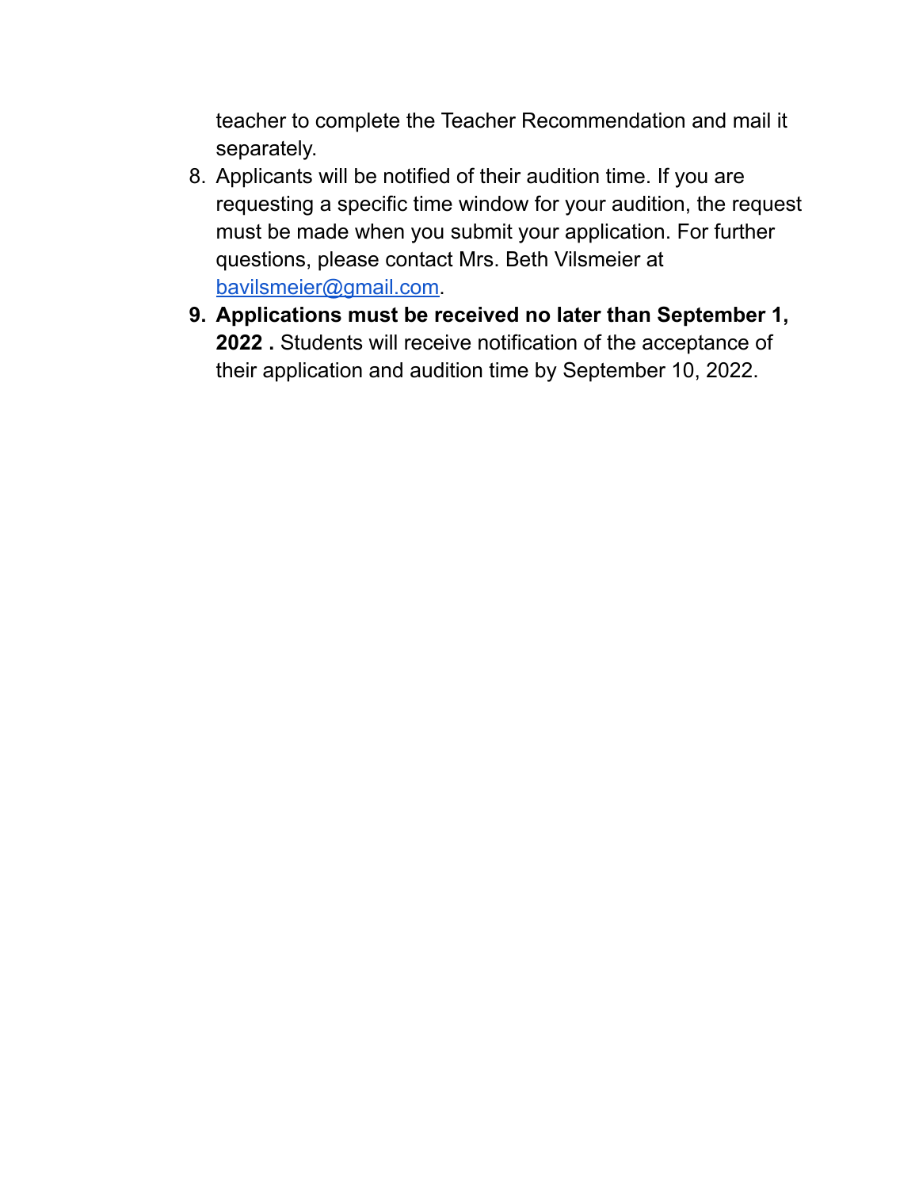teacher to complete the Teacher Recommendation and mail it separately.

8. Applicants will be notified of their audition time. If you are requesting a specific time window for your audition, the request must be made when you submit your application. For further questions, please contact Mrs. Beth Vilsmeier at [bavilsmeier@gmail.com](mailto:bavilsmeier@gmail.com).
9. **Applications must be received no later than September 1, 2022 .** Students will receive notification of the acceptance of their application and audition time by September 10, 2022.